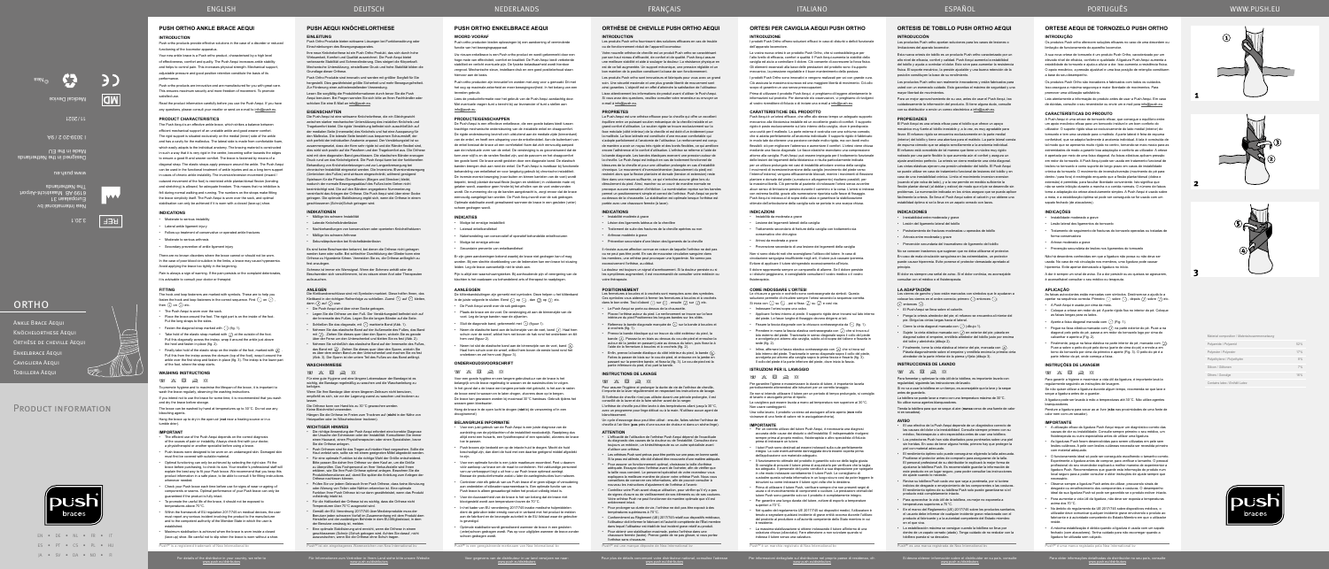ENGLISH | DEUTSCH | NEDERLANDS | FRANÇAIS | ITALIANO | ESPAÑOL | PORTUGUÊS | WWW.PUSH.EU

# PUSH ORTHO ANKLE BRACE AEQUI

## INTRODUCTION

Push ortho products provide effective solutions in the case of a disorder or reduced functioning of the locomotor apparatus.

You are now the owner of a Push ortho product, characterised by a high level of effectiveness, comfort and quality. The Push Aequi increases ankle stability and helps to control pain. This increases physical strength. Mechanical support, adjustable pressure and good position retention provide the basis of its performance.

Push ortho products are innovative and are manufactured for you with great care. This ensures maximum security and more freedom of movement. To promote satisfied use.

Read the product information carefully before you use the Push Aequi. If you have any questions, please consult your retailer or send an e-mail to info@push.eu.

## PRODUCT CHARACTERISTICS

## INDICATIONS

- Moderate to serious instability
- Lateral ankle ligament injury
- Follow-up treatment of conservative or operated ankle fractures
- Moderate to serious arthrosis
- Secondary prevention of ankle ligament injury

## FITTING

## WASHING INSTRUCTIONS

## WICHTIGE HINWEISE

## IMPORTANT

# PUSH AEQUI KNÖCHELORTHESE

## EINLEITUNG

## PRODUKTEIGENSCHAFTEN

## INDIKATIONEN

## ANLEGEN

## WASCHHINWEISE

# PUSH ORTHO ENKELBRACE AEQUI

## WOORD VOORAF

## PRODUCTEIGENSCHAPPEN

## INDICATIES

## AANLEGGEN

## ONDERHOUDSVOORSCHRIFT

## BELANGRIJKE INFORMATIE

# ORTHÈSE DE CHEVILLE PUSH ORTHO AEQUI

## INTRODUCTION

## PROPRIÉTÉS

## INDICATIONS

## POSITIONNEMENT

## INSTRUCTIONS DE LAVAGE

## ATTENTION

# ORTESI PER CAVIGLIA AEQUI PUSH ORTHO

## INTRODUZIONE

## CARATTERISTICHE DEL PRODOTTO

## INDICAZIONI

## COME INDOSSARE L'ORTESI

## ISTRUZIONI PER IL LAVAGGIO

## IMPORTANTE

# ORTESIS DE TOBILLO PUSH ORTHO AEQUI

## INTRODUCCIÓN

## PROPIEDADES

## INDICACIONES

## LA ADAPTACIÓN

## INSTRUCCIÓN DE LAVADO

## AVISO

# ORTESE AEQUI DE TORNOZELO PUSH ORTHO

## INTRODUÇÃO

## CARACTERÍSTICAS DO PRODUTO

## INDICAÇÕES

## COLOCAÇÃO

## INSTRUÇÕES DE LAVAGEM

## IMPORTANTE

# ORTHO

Ankle Brace Aequi
Knöchelorthese Aequi
Orthèse de cheville Aequi
Enkelbrace Aequi
Cavigliera Aequi
Tobillera Aequi

Product information

| Material composition / Materialzusammensetzung | |
|---|---|
| Polyamide / Polyamid | 55% |
| Polyester / Polyester | 17% |
| Polyethylene / Polyethylen | 13% |
| Silicone / Silikon | 7% |
| Elastane / Elastan | 5% |
| Cotton / Baumwolle | 3% |

Push® is a registered trademark of Nea International bv

For details of the distributor in your country, see the website www.push.eu/distributors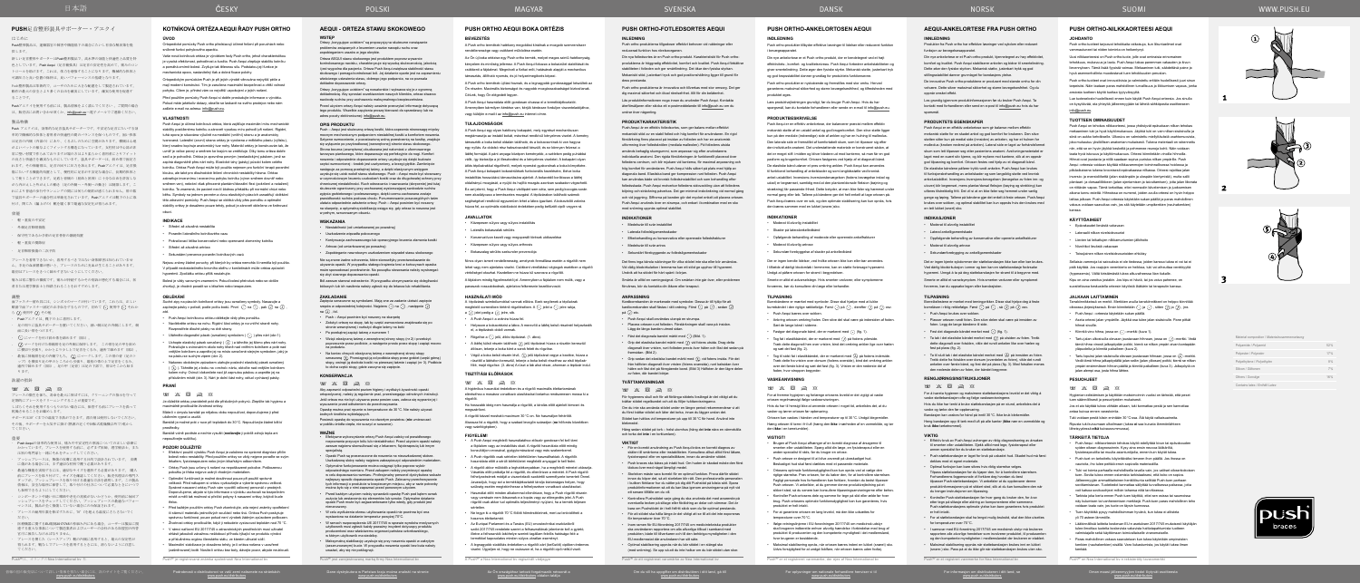# PUSH ortho KOTNÍKOVÁ ORTÉZA AEQUI RADY PUSH ORTHO

## ÚVOD

## VLASTNOSTI

## INDIKACE

## OBLEČENÍ

## PRANÍ

## POZOR! DŮLEŽITÉ!

# AEQUI – ORTEZA STAWU SKOKOWEGO

## WSTĘP

## WŁAŚCIWOŚCI PRODUKTU

## WSKAZANIA

## ZAKŁADANIE

## KONSERWACJA

## WAŻNE

# PUSH ORTHO AEQUI BOKA ORTÉZIS

## BEVEZETÉS

## TULAJDONSÁGOK

## JAVALLATOK

## HASZNÁLATI MÓD

## TISZTÍTÁSI ÚTMUTATÓ

## FIGYELEM!

# PUSH ORTHO-FOTLEDSORTES AEQUI

## INLEDNING

## PRODUKTKARAKTERISTIK

## INDIKATIONER

## ANPASSNING

## TVÄTTANVISNINGAR

## VIKTIGT

# PUSH ORTHO-ANKELORTOSEN AEQUI

## INDLEDNING

## PRODUKTBESKRIVELSE

## INDIKATIONER

## TILPASNING

## VASKEANVISNINGER

## VIGTIGT

# PUSH ORTHO ANKELORTOSE FRA PUSH ORTHO

## INNLEDNING

## PRODUKTETS EGENSKAPER

## INDIKASJONER

## TILPASNING

## VASKEANVISNINGER

## VIKTIG

# PUSH ORTHO NILKKAORTEESI AEQUI

## JOHDANTO

## TUOTTEEN OMINAISUUDET

## INDIKAATIOT

## KÄYTTÖOHJEET

## PESUOHJEET

## TÄRKEÄÄ TIETOA